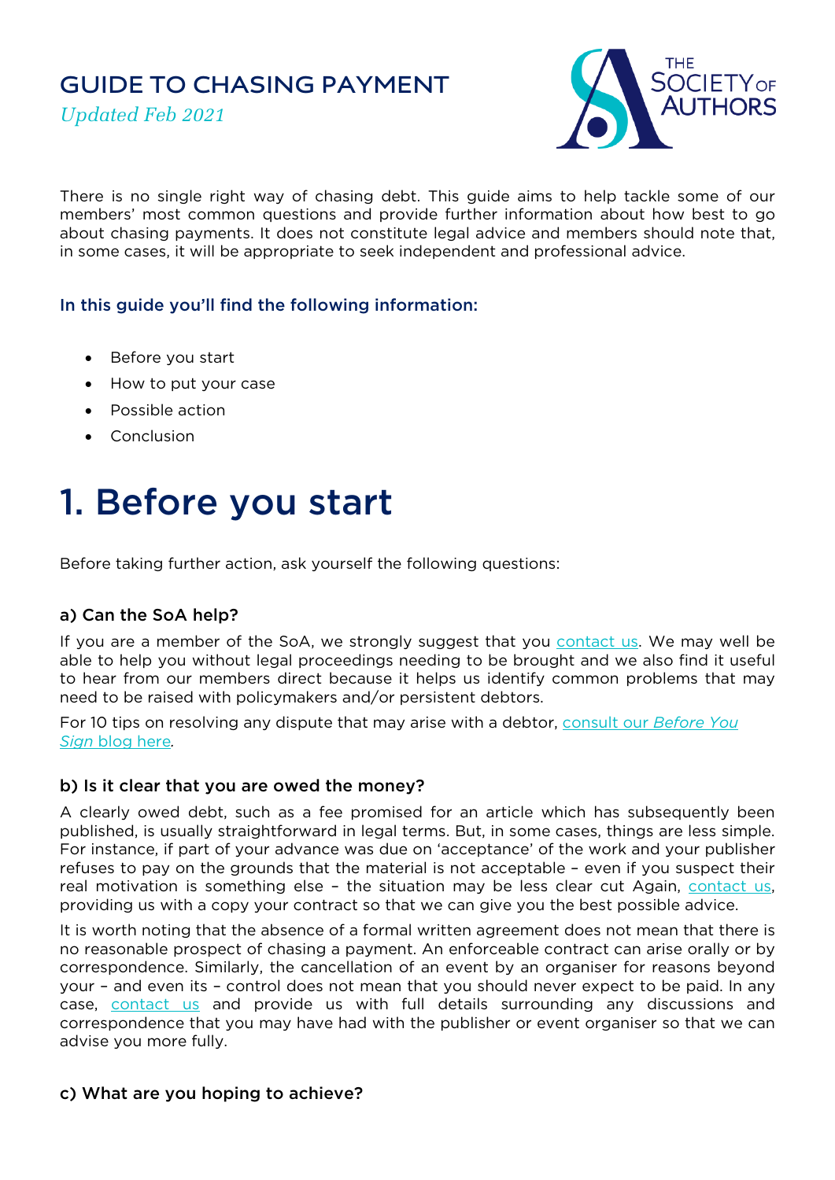# GUIDE TO CHASING PAYMENT

*Updated Feb 2021*

There is no single right way of chasing debt. This guide aims to help tackle some of our members' most common questions and provide further information about how best to go about chasing payments. It does not constitute legal advice and members should note that, in some cases, it will be appropriate to seek independent and professional advice.

### In this guide you'll find the following information:

- Before you start
- How to put your case
- Possible action
- Conclusion

# 1. Before you start

Before taking further action, ask yourself the following questions:

### a) Can the SoA help?

If you are a member of the SoA, we strongly suggest that you contact us. We may well be able to help you without legal proceedings needing to be brought and we also find it useful to hear from our members direct because it helps us identify common problems that may need to be raised with policymakers and/or persistent debtors.

For 10 tips on resolving any dispute that may arise with a debtor, consult our *Before You Sign* blog here.

### b) Is it clear that you are owed the money?

A clearly owed debt, such as a fee promised for an article which has subsequently been published, is usually straightforward in legal terms. But, in some cases, things are less simple. For instance, if part of your advance was due on 'acceptance' of the work and your publisher refuses to pay on the grounds that the material is not acceptable – even if you suspect their real motivation is something else – the situation may be less clear cut Again, contact us, providing us with a copy your contract so that we can give you the best possible advice.

It is worth noting that the absence of a formal written agreement does not mean that there is no reasonable prospect of chasing a payment. An enforceable contract can arise orally or by correspondence. Similarly, the cancellation of an event by an organiser for reasons beyond your – and even its – control does not mean that you should never expect to be paid. In any case, contact us and provide us with full details surrounding any discussions and correspondence that you may have had with the publisher or event organiser so that we can advise you more fully.

### c) What are you hoping to achieve?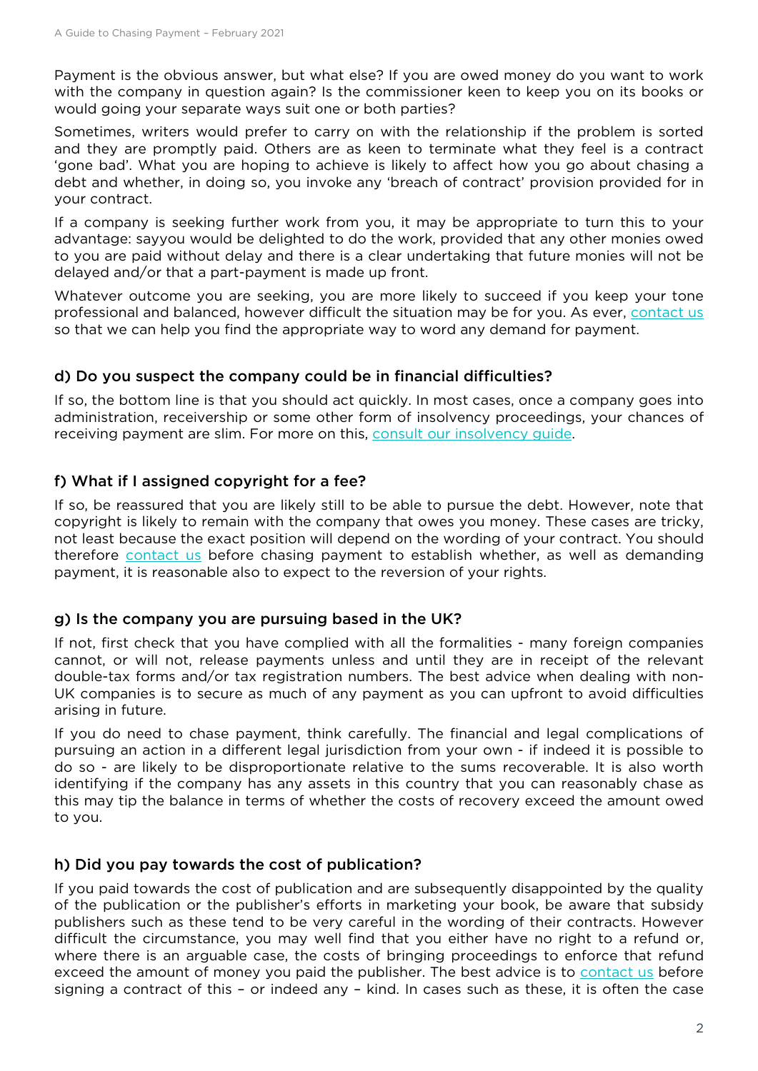Payment is the obvious answer, but what else? If you are owed money do you want to work with the company in question again? Is the commissioner keen to keep you on its books or would going your separate ways suit one or both parties?

Sometimes, writers would prefer to carry on with the relationship if the problem is sorted and they are promptly paid. Others are as keen to terminate what they feel is a contract 'gone bad'. What you are hoping to achieve is likely to affect how you go about chasing a debt and whether, in doing so, you invoke any 'breach of contract' provision provided for in your contract.

If a company is seeking further work from you, it may be appropriate to turn this to your advantage: sayyou would be delighted to do the work, provided that any other monies owed to you are paid without delay and there is a clear undertaking that future monies will not be delayed and/or that a part-payment is made up front.

Whatever outcome you are seeking, you are more likely to succeed if you keep your tone professional and balanced, however difficult the situation may be for you. As ever, contact us so that we can help you find the appropriate way to word any demand for payment.

### d) Do you suspect the company could be in financial difficulties?

If so, the bottom line is that you should act quickly. In most cases, once a company goes into administration, receivership or some other form of insolvency proceedings, your chances of receiving payment are slim. For more on this, consult our insolvency guide.

### f) What if I assigned copyright for a fee?

If so, be reassured that you are likely still to be able to pursue the debt. However, note that copyright is likely to remain with the company that owes you money. These cases are tricky, not least because the exact position will depend on the wording of your contract. You should therefore contact us before chasing payment to establish whether, as well as demanding payment, it is reasonable also to expect to the reversion of your rights.

### g) Is the company you are pursuing based in the UK?

If not, first check that you have complied with all the formalities - many foreign companies cannot, or will not, release payments unless and until they are in receipt of the relevant double-tax forms and/or tax registration numbers. The best advice when dealing with non-UK companies is to secure as much of any payment as you can upfront to avoid difficulties arising in future.

If you do need to chase payment, think carefully. The financial and legal complications of pursuing an action in a different legal jurisdiction from your own - if indeed it is possible to do so - are likely to be disproportionate relative to the sums recoverable. It is also worth identifying if the company has any assets in this country that you can reasonably chase as this may tip the balance in terms of whether the costs of recovery exceed the amount owed to you.

### h) Did you pay towards the cost of publication?

If you paid towards the cost of publication and are subsequently disappointed by the quality of the publication or the publisher's efforts in marketing your book, be aware that subsidy publishers such as these tend to be very careful in the wording of their contracts. However difficult the circumstance, you may well find that you either have no right to a refund or, where there is an arguable case, the costs of bringing proceedings to enforce that refund exceed the amount of money you paid the publisher. The best advice is to contact us before signing a contract of this – or indeed any – kind. In cases such as these, it is often the case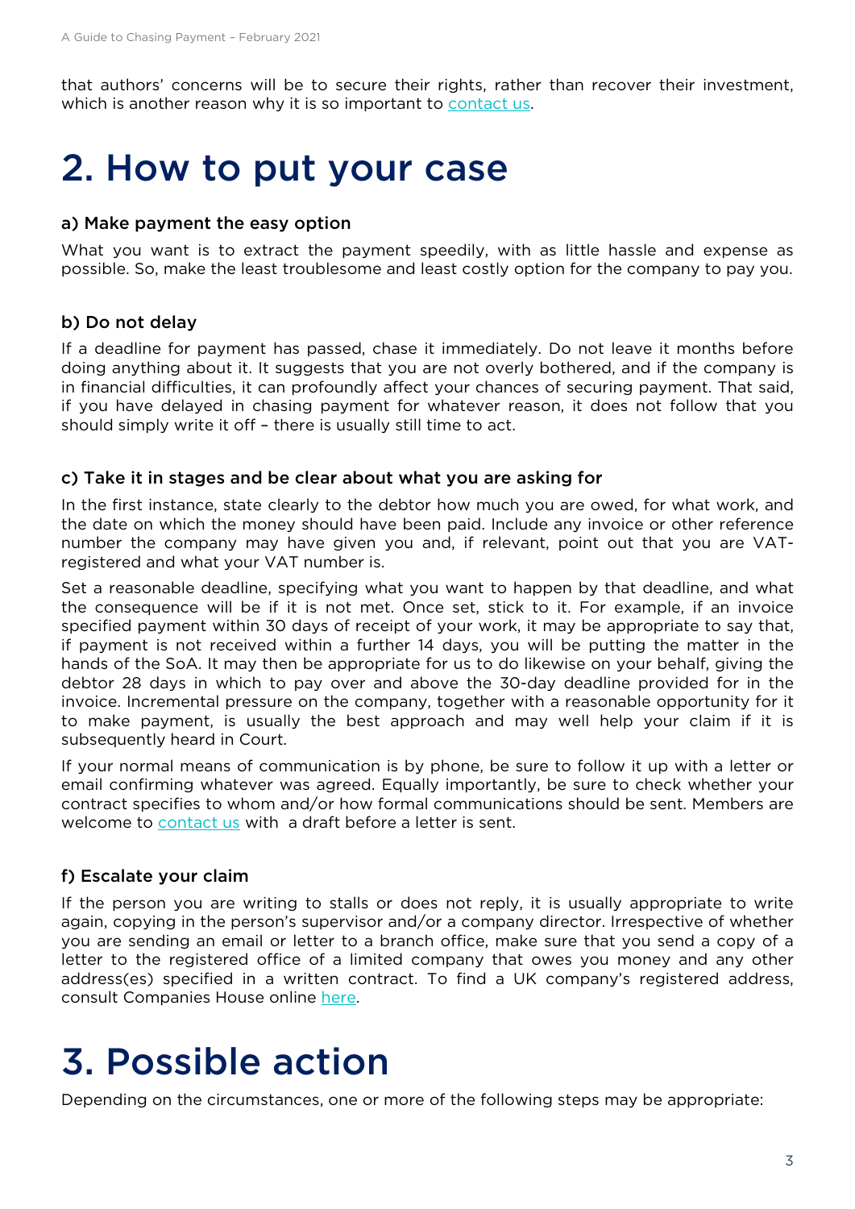that authors' concerns will be to secure their rights, rather than recover their investment, which is another reason why it is so important to contact us.

# 2. How to put your case

### a) Make payment the easy option

What you want is to extract the payment speedily, with as little hassle and expense as possible. So, make the least troublesome and least costly option for the company to pay you.

### b) Do not delay

If a deadline for payment has passed, chase it immediately. Do not leave it months before doing anything about it. It suggests that you are not overly bothered, and if the company is in financial difficulties, it can profoundly affect your chances of securing payment. That said, if you have delayed in chasing payment for whatever reason, it does not follow that you should simply write it off – there is usually still time to act.

### c) Take it in stages and be clear about what you are asking for

In the first instance, state clearly to the debtor how much you are owed, for what work, and the date on which the money should have been paid. Include any invoice or other reference number the company may have given you and, if relevant, point out that you are VAT-registered and what your VAT number is.

Set a reasonable deadline, specifying what you want to happen by that deadline, and what the consequence will be if it is not met. Once set, stick to it. For example, if an invoice specified payment within 30 days of receipt of your work, it may be appropriate to say that, if payment is not received within a further 14 days, you will be putting the matter in the hands of the SoA. It may then be appropriate for us to do likewise on your behalf, giving the debtor 28 days in which to pay over and above the 30-day deadline provided for in the invoice. Incremental pressure on the company, together with a reasonable opportunity for it to make payment, is usually the best approach and may well help your claim if it is subsequently heard in Court.

If your normal means of communication is by phone, be sure to follow it up with a letter or email confirming whatever was agreed. Equally importantly, be sure to check whether your contract specifies to whom and/or how formal communications should be sent. Members are welcome to contact us with a draft before a letter is sent.

### f) Escalate your claim

If the person you are writing to stalls or does not reply, it is usually appropriate to write again, copying in the person's supervisor and/or a company director. Irrespective of whether you are sending an email or letter to a branch office, make sure that you send a copy of a letter to the registered office of a limited company that owes you money and any other address(es) specified in a written contract. To find a UK company's registered address, consult Companies House online here.

# 3. Possible action

Depending on the circumstances, one or more of the following steps may be appropriate: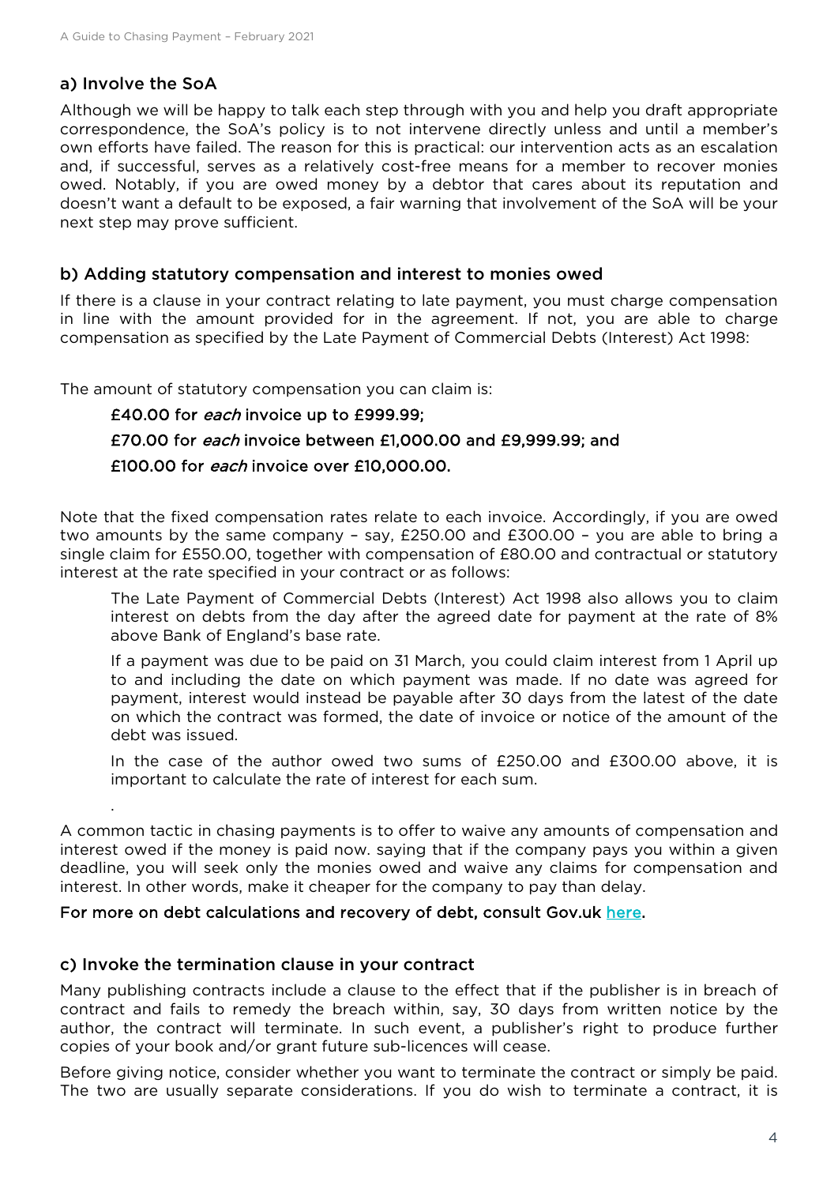### a) Involve the SoA

Although we will be happy to talk each step through with you and help you draft appropriate correspondence, the SoA's policy is to not intervene directly unless and until a member's own efforts have failed. The reason for this is practical: our intervention acts as an escalation and, if successful, serves as a relatively cost-free means for a member to recover monies owed. Notably, if you are owed money by a debtor that cares about its reputation and doesn't want a default to be exposed, a fair warning that involvement of the SoA will be your next step may prove sufficient.

### b) Adding statutory compensation and interest to monies owed

If there is a clause in your contract relating to late payment, you must charge compensation in line with the amount provided for in the agreement. If not, you are able to charge compensation as specified by the Late Payment of Commercial Debts (Interest) Act 1998:

The amount of statutory compensation you can claim is:

> **£40.00 for *each* invoice up to £999.99;**
>
> **£70.00 for *each* invoice between £1,000.00 and £9,999.99; and**
>
> **£100.00 for *each* invoice over £10,000.00.**

Note that the fixed compensation rates relate to each invoice. Accordingly, if you are owed two amounts by the same company – say, £250.00 and £300.00 – you are able to bring a single claim for £550.00, together with compensation of £80.00 and contractual or statutory interest at the rate specified in your contract or as follows:

> The Late Payment of Commercial Debts (Interest) Act 1998 also allows you to claim interest on debts from the day after the agreed date for payment at the rate of 8% above Bank of England's base rate.
>
> If a payment was due to be paid on 31 March, you could claim interest from 1 April up to and including the date on which payment was made. If no date was agreed for payment, interest would instead be payable after 30 days from the latest of the date on which the contract was formed, the date of invoice or notice of the amount of the debt was issued.
>
> In the case of the author owed two sums of £250.00 and £300.00 above, it is important to calculate the rate of interest for each sum.

.

A common tactic in chasing payments is to offer to waive any amounts of compensation and interest owed if the money is paid now. saying that if the company pays you within a given deadline, you will seek only the monies owed and waive any claims for compensation and interest. In other words, make it cheaper for the company to pay than delay.

**For more on debt calculations and recovery of debt, consult Gov.uk here.**

### c) Invoke the termination clause in your contract

Many publishing contracts include a clause to the effect that if the publisher is in breach of contract and fails to remedy the breach within, say, 30 days from written notice by the author, the contract will terminate. In such event, a publisher's right to produce further copies of your book and/or grant future sub-licences will cease.

Before giving notice, consider whether you want to terminate the contract or simply be paid. The two are usually separate considerations. If you do wish to terminate a contract, it is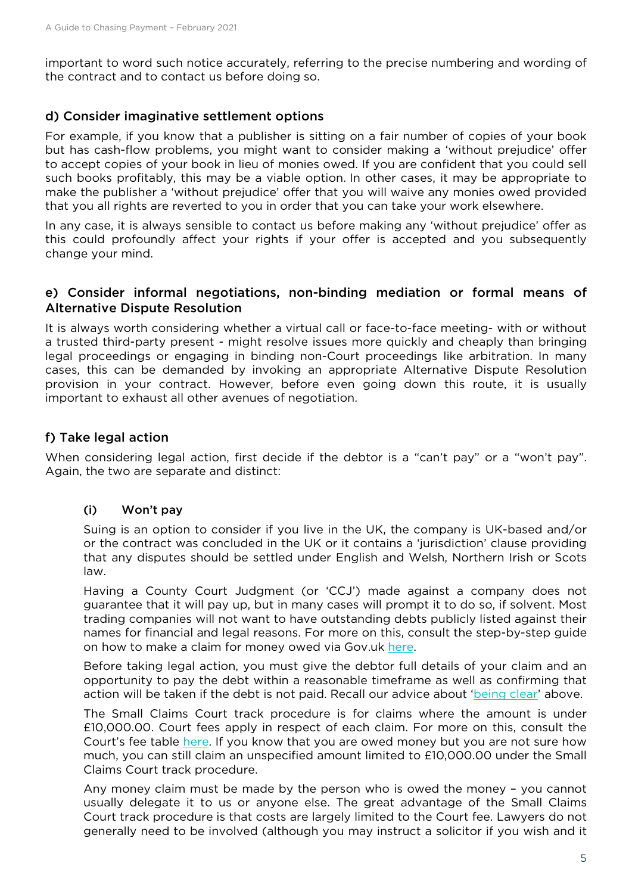important to word such notice accurately, referring to the precise numbering and wording of the contract and to contact us before doing so.

### d) Consider imaginative settlement options

For example, if you know that a publisher is sitting on a fair number of copies of your book but has cash-flow problems, you might want to consider making a 'without prejudice' offer to accept copies of your book in lieu of monies owed. If you are confident that you could sell such books profitably, this may be a viable option. In other cases, it may be appropriate to make the publisher a 'without prejudice' offer that you will waive any monies owed provided that you all rights are reverted to you in order that you can take your work elsewhere.

In any case, it is always sensible to contact us before making any 'without prejudice' offer as this could profoundly affect your rights if your offer is accepted and you subsequently change your mind.

### e) Consider informal negotiations, non-binding mediation or formal means of Alternative Dispute Resolution

It is always worth considering whether a virtual call or face-to-face meeting- with or without a trusted third-party present - might resolve issues more quickly and cheaply than bringing legal proceedings or engaging in binding non-Court proceedings like arbitration. In many cases, this can be demanded by invoking an appropriate Alternative Dispute Resolution provision in your contract. However, before even going down this route, it is usually important to exhaust all other avenues of negotiation.

### f) Take legal action

When considering legal action, first decide if the debtor is a "can't pay" or a "won't pay". Again, the two are separate and distinct:

#### (i) Won't pay

Suing is an option to consider if you live in the UK, the company is UK-based and/or or the contract was concluded in the UK or it contains a 'jurisdiction' clause providing that any disputes should be settled under English and Welsh, Northern Irish or Scots law.

Having a County Court Judgment (or 'CCJ') made against a company does not guarantee that it will pay up, but in many cases will prompt it to do so, if solvent. Most trading companies will not want to have outstanding debts publicly listed against their names for financial and legal reasons. For more on this, consult the step-by-step guide on how to make a claim for money owed via Gov.uk here.

Before taking legal action, you must give the debtor full details of your claim and an opportunity to pay the debt within a reasonable timeframe as well as confirming that action will be taken if the debt is not paid. Recall our advice about 'being clear' above.

The Small Claims Court track procedure is for claims where the amount is under £10,000.00. Court fees apply in respect of each claim. For more on this, consult the Court's fee table here. If you know that you are owed money but you are not sure how much, you can still claim an unspecified amount limited to £10,000.00 under the Small Claims Court track procedure.

Any money claim must be made by the person who is owed the money – you cannot usually delegate it to us or anyone else. The great advantage of the Small Claims Court track procedure is that costs are largely limited to the Court fee. Lawyers do not generally need to be involved (although you may instruct a solicitor if you wish and it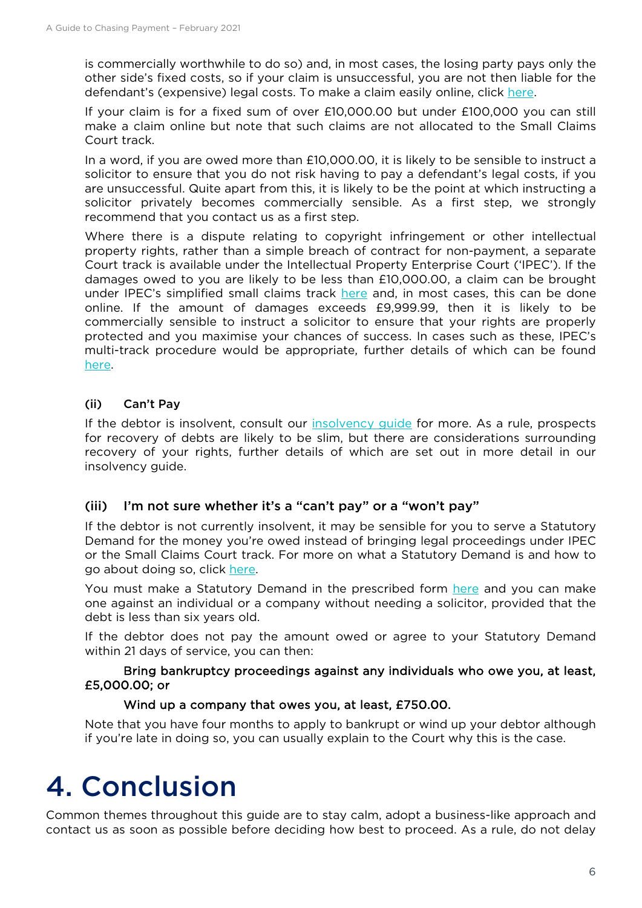is commercially worthwhile to do so) and, in most cases, the losing party pays only the other side's fixed costs, so if your claim is unsuccessful, you are not then liable for the defendant's (expensive) legal costs. To make a claim easily online, click here.

If your claim is for a fixed sum of over £10,000.00 but under £100,000 you can still make a claim online but note that such claims are not allocated to the Small Claims Court track.

In a word, if you are owed more than £10,000.00, it is likely to be sensible to instruct a solicitor to ensure that you do not risk having to pay a defendant's legal costs, if you are unsuccessful. Quite apart from this, it is likely to be the point at which instructing a solicitor privately becomes commercially sensible. As a first step, we strongly recommend that you contact us as a first step.

Where there is a dispute relating to copyright infringement or other intellectual property rights, rather than a simple breach of contract for non-payment, a separate Court track is available under the Intellectual Property Enterprise Court ('IPEC'). If the damages owed to you are likely to be less than £10,000.00, a claim can be brought under IPEC's simplified small claims track here and, in most cases, this can be done online. If the amount of damages exceeds £9,999.99, then it is likely to be commercially sensible to instruct a solicitor to ensure that your rights are properly protected and you maximise your chances of success. In cases such as these, IPEC's multi-track procedure would be appropriate, further details of which can be found here.

### (ii) Can't Pay

If the debtor is insolvent, consult our insolvency guide for more. As a rule, prospects for recovery of debts are likely to be slim, but there are considerations surrounding recovery of your rights, further details of which are set out in more detail in our insolvency guide.

### (iii) I'm not sure whether it's a "can't pay" or a "won't pay"

If the debtor is not currently insolvent, it may be sensible for you to serve a Statutory Demand for the money you're owed instead of bringing legal proceedings under IPEC or the Small Claims Court track. For more on what a Statutory Demand is and how to go about doing so, click here.

You must make a Statutory Demand in the prescribed form here and you can make one against an individual or a company without needing a solicitor, provided that the debt is less than six years old.

If the debtor does not pay the amount owed or agree to your Statutory Demand within 21 days of service, you can then:

**Bring bankruptcy proceedings against any individuals who owe you, at least, £5,000.00; or**

**Wind up a company that owes you, at least, £750.00.**

Note that you have four months to apply to bankrupt or wind up your debtor although if you're late in doing so, you can usually explain to the Court why this is the case.

# 4. Conclusion

Common themes throughout this guide are to stay calm, adopt a business-like approach and contact us as soon as possible before deciding how best to proceed. As a rule, do not delay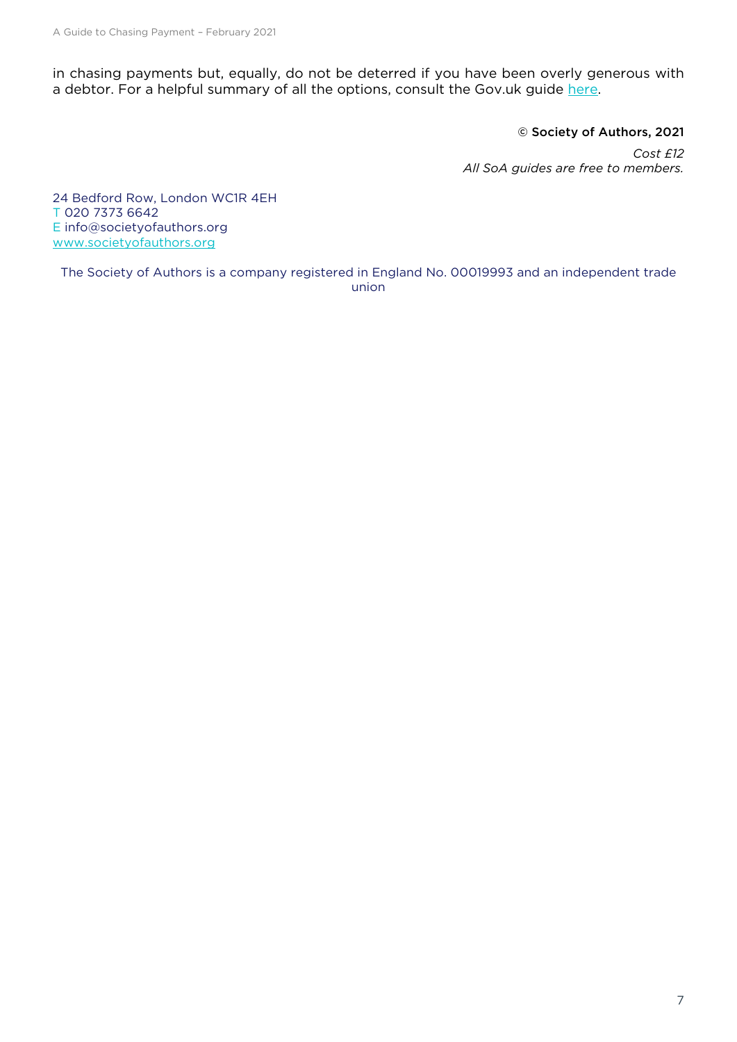in chasing payments but, equally, do not be deterred if you have been overly generous with a debtor. For a helpful summary of all the options, consult the Gov.uk guide here.

© Society of Authors, 2021

*Cost £12*
*All SoA guides are free to members.*

24 Bedford Row, London WC1R 4EH
T 020 7373 6642
E info@societyofauthors.org
www.societyofauthors.org

The Society of Authors is a company registered in England No. 00019993 and an independent trade union